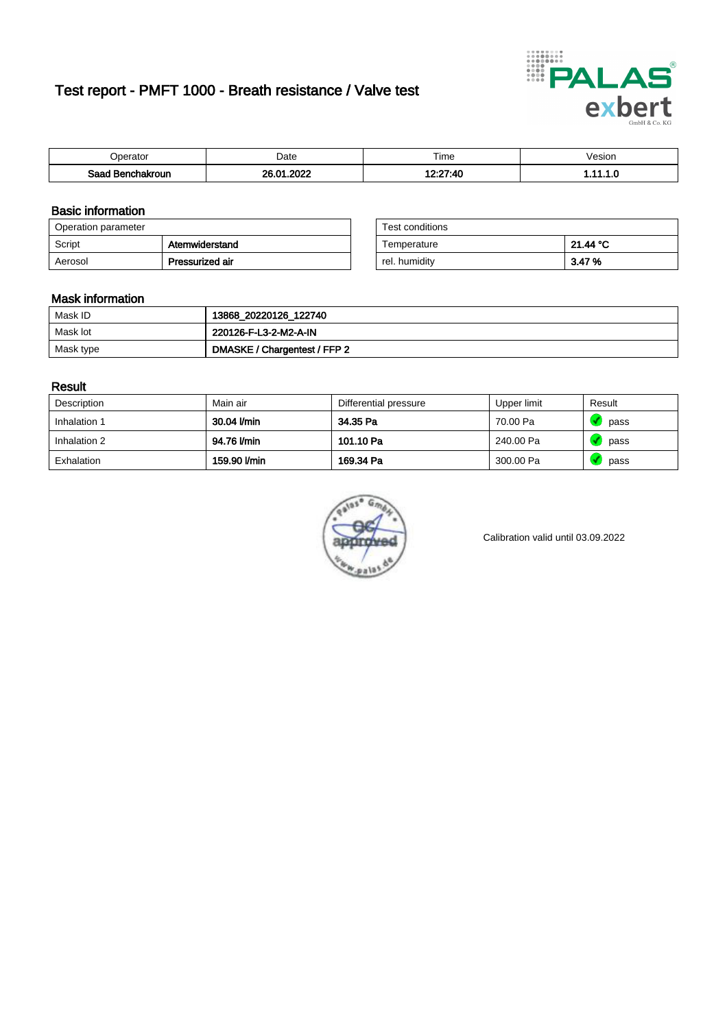# Test report - PMFT 1000 - Breath resistance / Valve test

| Operator | Date | Time | Vesion |
|---|---|---|---|
| **Saad Benchakroun** | **26.01.2022** | **12:27:40** | **1.11.1.0** |

## Basic information

| Operation parameter | |
|---|---|
| Script | **Atemwiderstand** |
| Aerosol | **Pressurized air** |

| Test conditions | |
|---|---|
| Temperature | **21.44 °C** |
| rel. humidity | **3.47 %** |

## Mask information

| | |
|---|---|
| Mask ID | **13868_20220126_122740** |
| Mask lot | **220126-F-L3-2-M2-A-IN** |
| Mask type | **DMASKE / Chargentest / FFP 2** |

## Result

| Description | Main air | Differential pressure | Upper limit | Result |
|---|---|---|---|---|
| Inhalation 1 | **30.04 l/min** | **34.35 Pa** | 70.00 Pa | pass |
| Inhalation 2 | **94.76 l/min** | **101.10 Pa** | 240.00 Pa | pass |
| Exhalation | **159.90 l/min** | **169.34 Pa** | 300.00 Pa | pass |

Calibration valid until 03.09.2022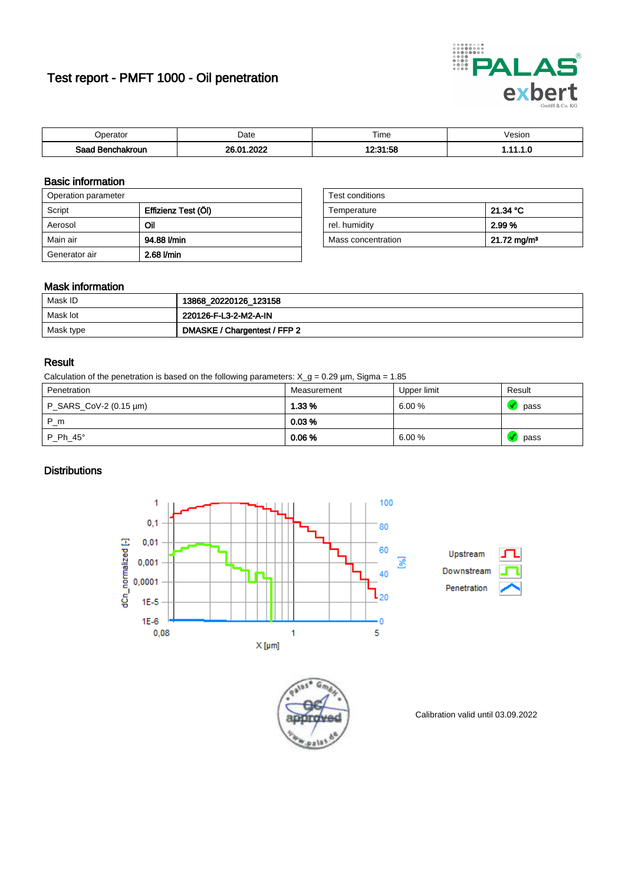# Test report - PMFT 1000 - Oil penetration

| Operator | Date | Time | Vesion |
|---|---|---|---|
| **Saad Benchakroun** | **26.01.2022** | **12:31:58** | **1.11.1.0** |

## Basic information

| Operation parameter | |
|---|---|
| Script | **Effizienz Test (Öl)** |
| Aerosol | **Oil** |
| Main air | **94.88 l/min** |
| Generator air | **2.68 l/min** |

| Test conditions | |
|---|---|
| Temperature | **21.34 °C** |
| rel. humidity | **2.99 %** |
| Mass concentration | **21.72 mg/m³** |

## Mask information

| | |
|---|---|
| Mask ID | **13868_20220126_123158** |
| Mask lot | **220126-F-L3-2-M2-A-IN** |
| Mask type | **DMASKE / Chargentest / FFP 2** |

## Result

Calculation of the penetration is based on the following parameters: X_g = 0.29 µm, Sigma = 1.85

| Penetration | Measurement | Upper limit | Result |
|---|---|---|---|
| P_SARS_CoV-2 (0.15 µm) | **1.33 %** | 6.00 % | pass |
| P_m | **0.03 %** | | |
| P_Ph_45° | **0.06 %** | 6.00 % | pass |

## Distributions

dCn_normalized [-]
1
0,1
0,01
0,001
0,0001
1E-5
1E-6
0,08
1
5
X [µm]
[%]
100
80
60
40
20
0
Upstream
Downstream
Penetration

Calibration valid until 03.09.2022